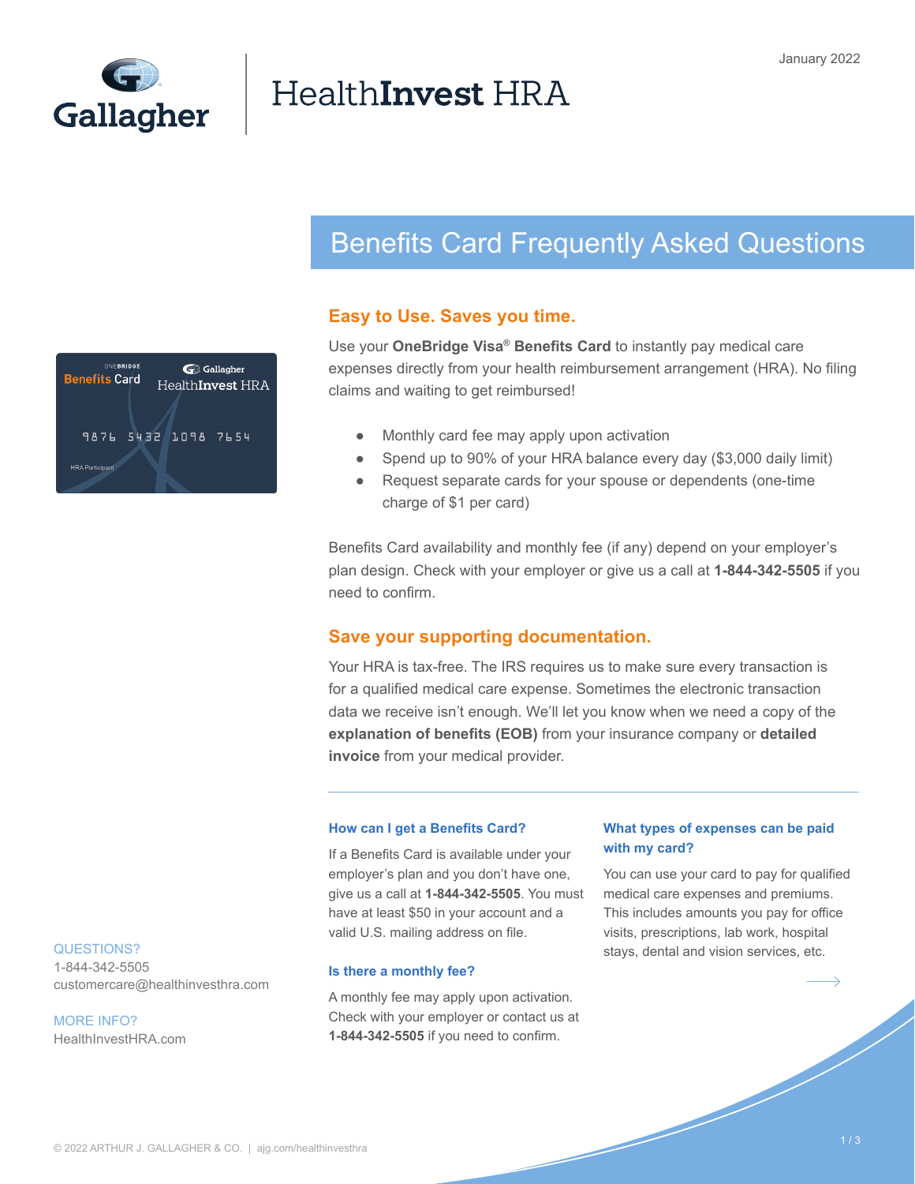January 2022

Gallagher | HealthInvest HRA

# Benefits Card Frequently Asked Questions

## Easy to Use. Saves you time.

Use your **OneBridge Visa® Benefits Card** to instantly pay medical care expenses directly from your health reimbursement arrangement (HRA). No filing claims and waiting to get reimbursed!

- Monthly card fee may apply upon activation
- Spend up to 90% of your HRA balance every day ($3,000 daily limit)
- Request separate cards for your spouse or dependents (one-time charge of $1 per card)

Benefits Card availability and monthly fee (if any) depend on your employer's plan design. Check with your employer or give us a call at **1-844-342-5505** if you need to confirm.

## Save your supporting documentation.

Your HRA is tax-free. The IRS requires us to make sure every transaction is for a qualified medical care expense. Sometimes the electronic transaction data we receive isn't enough. We'll let you know when we need a copy of the **explanation of benefits (EOB)** from your insurance company or **detailed invoice** from your medical provider.

---

### How can I get a Benefits Card?

If a Benefits Card is available under your employer's plan and you don't have one, give us a call at **1-844-342-5505**. You must have at least $50 in your account and a valid U.S. mailing address on file.

### Is there a monthly fee?

A monthly fee may apply upon activation. Check with your employer or contact us at **1-844-342-5505** if you need to confirm.

### What types of expenses can be paid with my card?

You can use your card to pay for qualified medical care expenses and premiums. This includes amounts you pay for office visits, prescriptions, lab work, hospital stays, dental and vision services, etc.

QUESTIONS?
1-844-342-5505
customercare@healthinvesthra.com

MORE INFO?
HealthInvestHRA.com

© 2022 ARTHUR J. GALLAGHER & CO. | ajg.com/healthinvesthra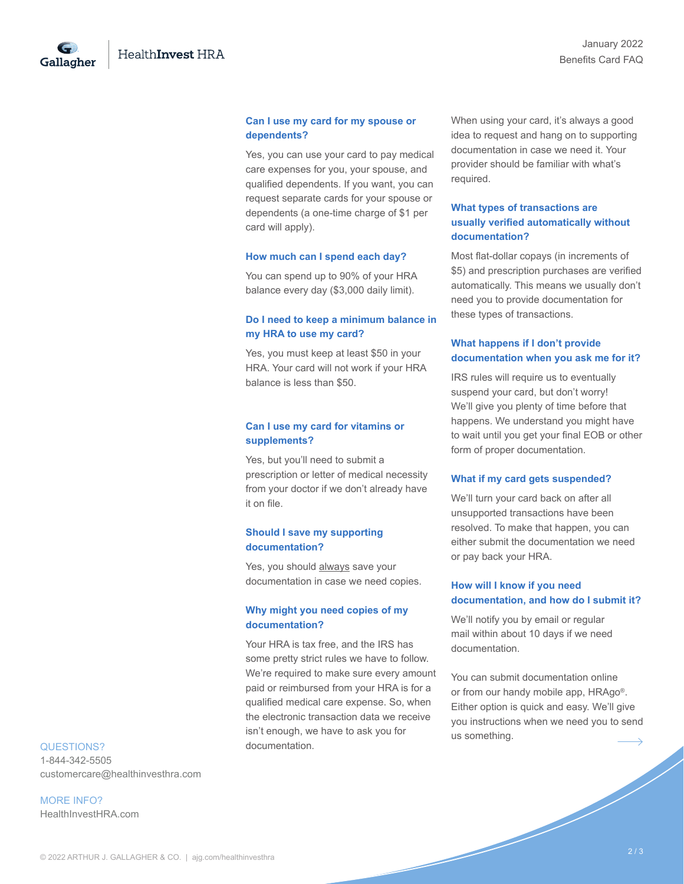### Can I use my card for my spouse or dependents?

Yes, you can use your card to pay medical care expenses for you, your spouse, and qualified dependents. If you want, you can request separate cards for your spouse or dependents (a one-time charge of $1 per card will apply).

### How much can I spend each day?

You can spend up to 90% of your HRA balance every day ($3,000 daily limit).

### Do I need to keep a minimum balance in my HRA to use my card?

Yes, you must keep at least $50 in your HRA. Your card will not work if your HRA balance is less than $50.

### Can I use my card for vitamins or supplements?

Yes, but you'll need to submit a prescription or letter of medical necessity from your doctor if we don't already have it on file.

### Should I save my supporting documentation?

Yes, you should always save your documentation in case we need copies.

### Why might you need copies of my documentation?

Your HRA is tax free, and the IRS has some pretty strict rules we have to follow. We're required to make sure every amount paid or reimbursed from your HRA is for a qualified medical care expense. So, when the electronic transaction data we receive isn't enough, we have to ask you for documentation.

When using your card, it's always a good idea to request and hang on to supporting documentation in case we need it. Your provider should be familiar with what's required.

### What types of transactions are usually verified automatically without documentation?

Most flat-dollar copays (in increments of $5) and prescription purchases are verified automatically. This means we usually don't need you to provide documentation for these types of transactions.

### What happens if I don't provide documentation when you ask me for it?

IRS rules will require us to eventually suspend your card, but don't worry! We'll give you plenty of time before that happens. We understand you might have to wait until you get your final EOB or other form of proper documentation.

### What if my card gets suspended?

We'll turn your card back on after all unsupported transactions have been resolved. To make that happen, you can either submit the documentation we need or pay back your HRA.

### How will I know if you need documentation, and how do I submit it?

We'll notify you by email or regular mail within about 10 days if we need documentation.

You can submit documentation online or from our handy mobile app, HRAgo®. Either option is quick and easy. We'll give you instructions when we need you to send us something.

QUESTIONS?
1-844-342-5505
customercare@healthinvesthra.com

MORE INFO?
HealthInvestHRA.com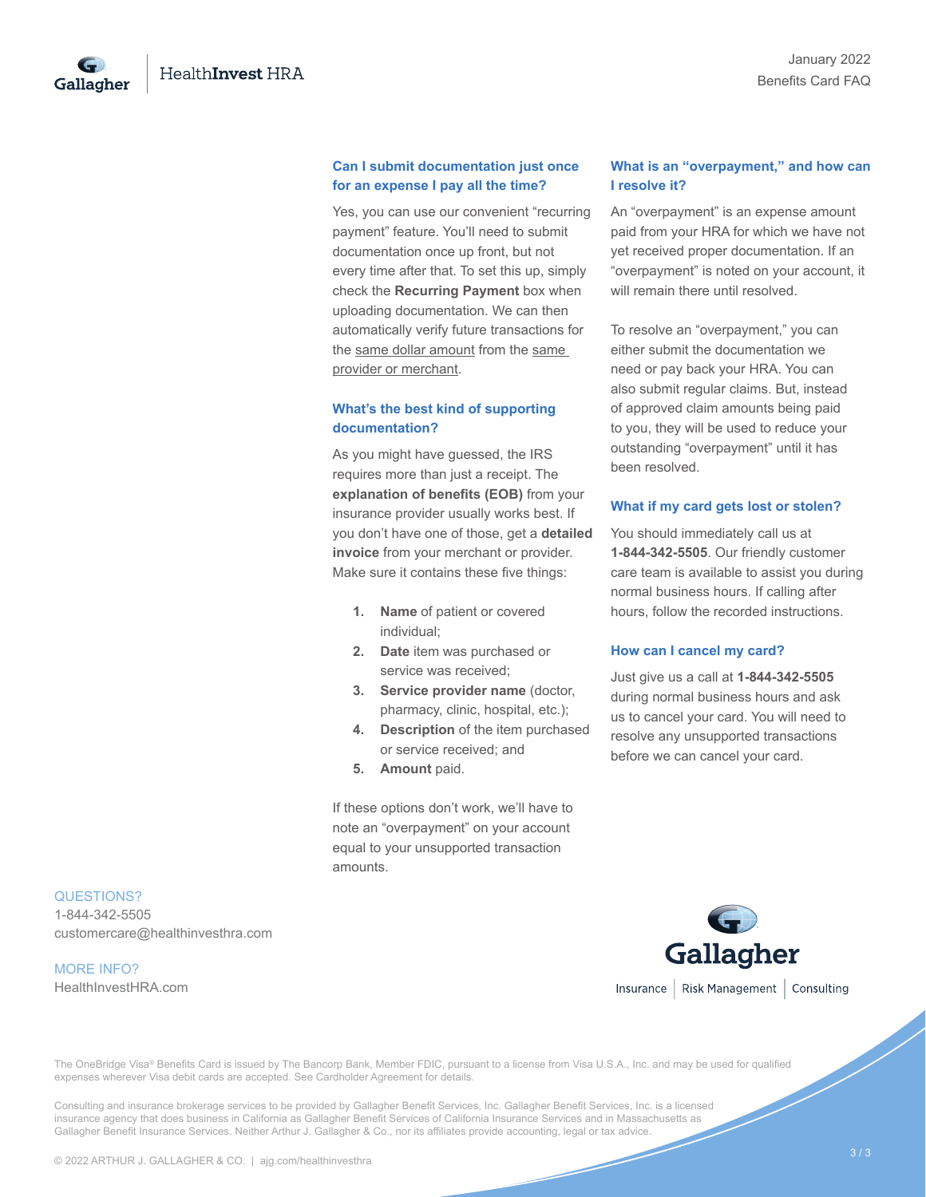### Can I submit documentation just once for an expense I pay all the time?

Yes, you can use our convenient "recurring payment" feature. You'll need to submit documentation once up front, but not every time after that. To set this up, simply check the **Recurring Payment** box when uploading documentation. We can then automatically verify future transactions for the same dollar amount from the same provider or merchant.

### What's the best kind of supporting documentation?

As you might have guessed, the IRS requires more than just a receipt. The **explanation of benefits (EOB)** from your insurance provider usually works best. If you don't have one of those, get a **detailed invoice** from your merchant or provider. Make sure it contains these five things:

1. **Name** of patient or covered individual;
2. **Date** item was purchased or service was received;
3. **Service provider name** (doctor, pharmacy, clinic, hospital, etc.);
4. **Description** of the item purchased or service received; and
5. **Amount** paid.

If these options don't work, we'll have to note an "overpayment" on your account equal to your unsupported transaction amounts.

### What is an "overpayment," and how can I resolve it?

An "overpayment" is an expense amount paid from your HRA for which we have not yet received proper documentation. If an "overpayment" is noted on your account, it will remain there until resolved.

To resolve an "overpayment," you can either submit the documentation we need or pay back your HRA. You can also submit regular claims. But, instead of approved claim amounts being paid to you, they will be used to reduce your outstanding "overpayment" until it has been resolved.

### What if my card gets lost or stolen?

You should immediately call us at **1-844-342-5505**. Our friendly customer care team is available to assist you during normal business hours. If calling after hours, follow the recorded instructions.

### How can I cancel my card?

Just give us a call at **1-844-342-5505** during normal business hours and ask us to cancel your card. You will need to resolve any unsupported transactions before we can cancel your card.

QUESTIONS?
1-844-342-5505
customercare@healthinvesthra.com

MORE INFO?
HealthInvestHRA.com

Gallagher
Insurance | Risk Management | Consulting

The OneBridge Visa® Benefits Card is issued by The Bancorp Bank, Member FDIC, pursuant to a license from Visa U.S.A., Inc. and may be used for qualified expenses wherever Visa debit cards are accepted. See Cardholder Agreement for details.

Consulting and insurance brokerage services to be provided by Gallagher Benefit Services, Inc. Gallagher Benefit Services, Inc. is a licensed insurance agency that does business in California as Gallagher Benefit Services of California Insurance Services and in Massachusetts as Gallagher Benefit Insurance Services. Neither Arthur J. Gallagher & Co., nor its affiliates provide accounting, legal or tax advice.

© 2022 ARTHUR J. GALLAGHER & CO. | ajg.com/healthinvesthra